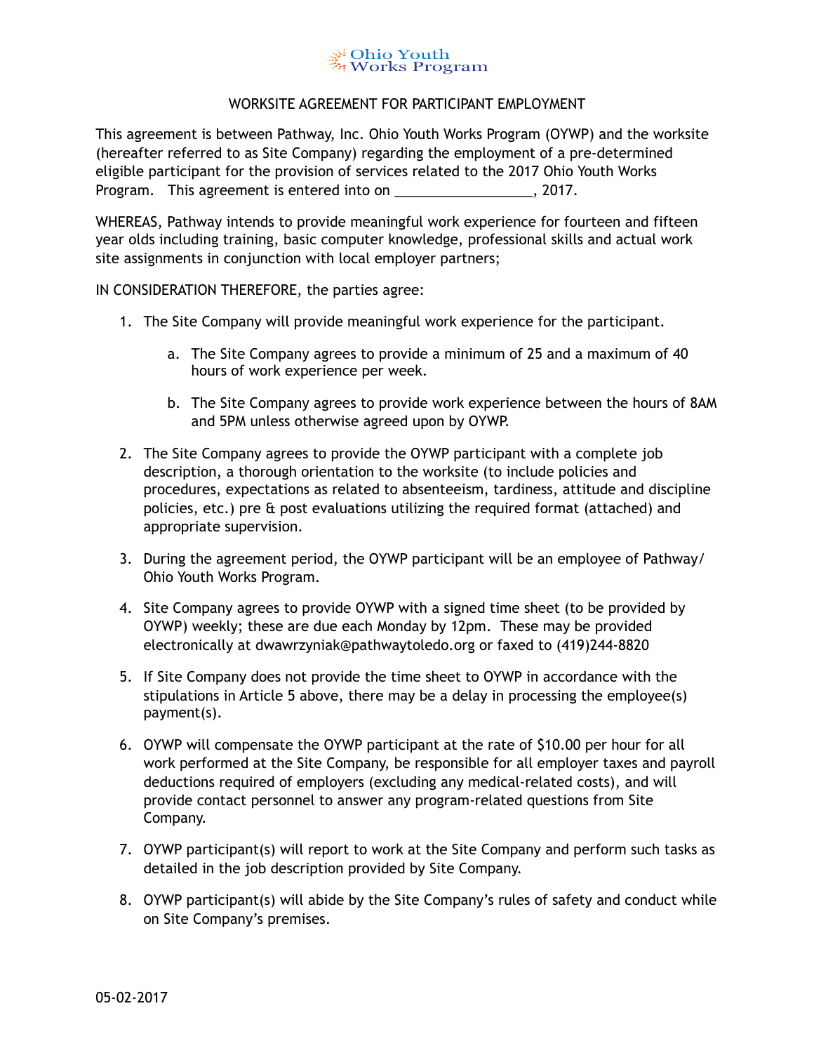Ohio Youth Works Program

# WORKSITE AGREEMENT FOR PARTICIPANT EMPLOYMENT

This agreement is between Pathway, Inc. Ohio Youth Works Program (OYWP) and the worksite (hereafter referred to as Site Company) regarding the employment of a pre-determined eligible participant for the provision of services related to the 2017 Ohio Youth Works Program. This agreement is entered into on __________________, 2017.

WHEREAS, Pathway intends to provide meaningful work experience for fourteen and fifteen year olds including training, basic computer knowledge, professional skills and actual work site assignments in conjunction with local employer partners;

IN CONSIDERATION THEREFORE, the parties agree:

1. The Site Company will provide meaningful work experience for the participant.

    a. The Site Company agrees to provide a minimum of 25 and a maximum of 40 hours of work experience per week.

    b. The Site Company agrees to provide work experience between the hours of 8AM and 5PM unless otherwise agreed upon by OYWP.

2. The Site Company agrees to provide the OYWP participant with a complete job description, a thorough orientation to the worksite (to include policies and procedures, expectations as related to absenteeism, tardiness, attitude and discipline policies, etc.) pre & post evaluations utilizing the required format (attached) and appropriate supervision.

3. During the agreement period, the OYWP participant will be an employee of Pathway/ Ohio Youth Works Program.

4. Site Company agrees to provide OYWP with a signed time sheet (to be provided by OYWP) weekly; these are due each Monday by 12pm. These may be provided electronically at dwawrzyniak@pathwaytoledo.org or faxed to (419)244-8820

5. If Site Company does not provide the time sheet to OYWP in accordance with the stipulations in Article 5 above, there may be a delay in processing the employee(s) payment(s).

6. OYWP will compensate the OYWP participant at the rate of $10.00 per hour for all work performed at the Site Company, be responsible for all employer taxes and payroll deductions required of employers (excluding any medical-related costs), and will provide contact personnel to answer any program-related questions from Site Company.

7. OYWP participant(s) will report to work at the Site Company and perform such tasks as detailed in the job description provided by Site Company.

8. OYWP participant(s) will abide by the Site Company's rules of safety and conduct while on Site Company's premises.

05-02-2017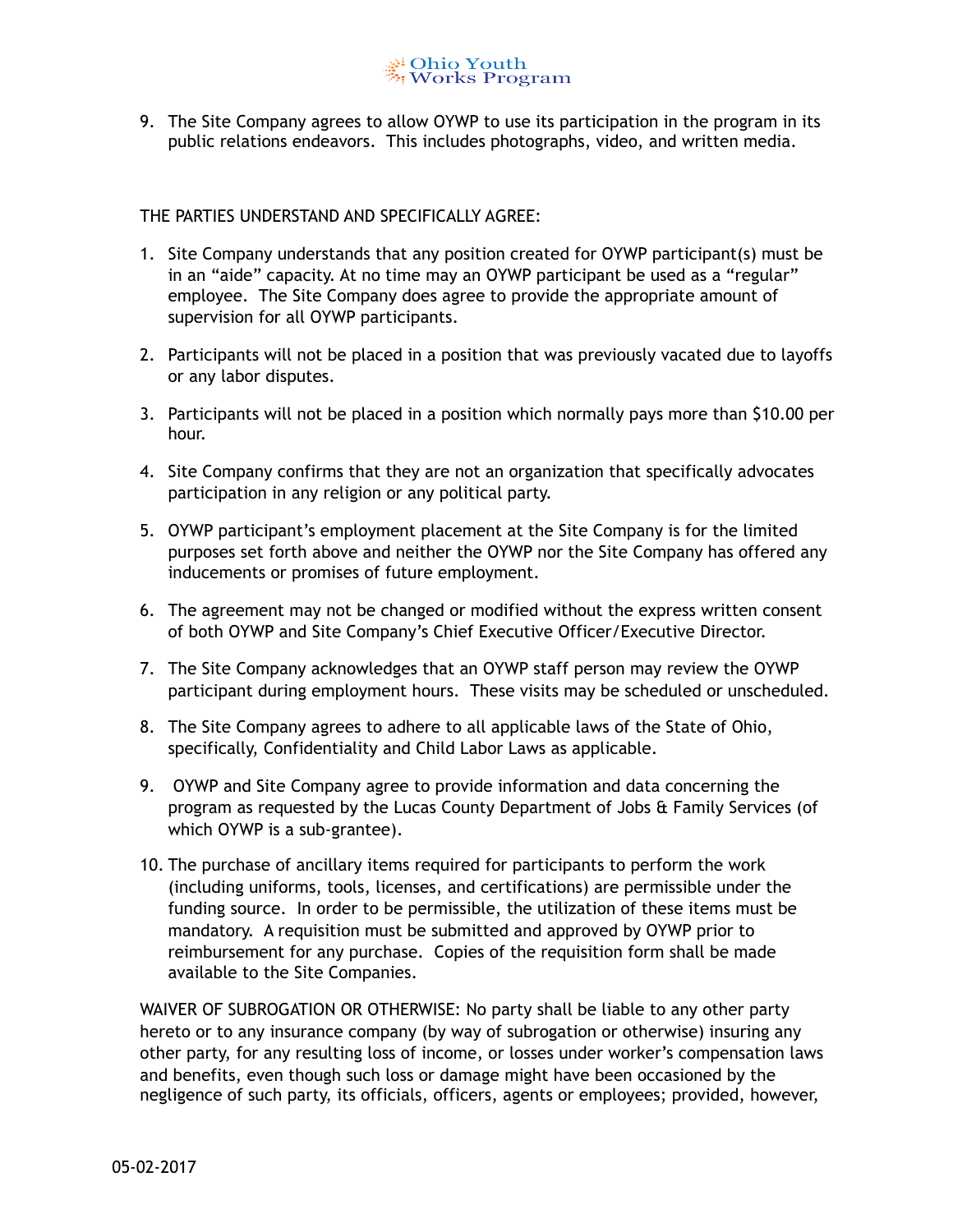9. The Site Company agrees to allow OYWP to use its participation in the program in its public relations endeavors. This includes photographs, video, and written media.

THE PARTIES UNDERSTAND AND SPECIFICALLY AGREE:

1. Site Company understands that any position created for OYWP participant(s) must be in an "aide" capacity. At no time may an OYWP participant be used as a "regular" employee. The Site Company does agree to provide the appropriate amount of supervision for all OYWP participants.

2. Participants will not be placed in a position that was previously vacated due to layoffs or any labor disputes.

3. Participants will not be placed in a position which normally pays more than $10.00 per hour.

4. Site Company confirms that they are not an organization that specifically advocates participation in any religion or any political party.

5. OYWP participant's employment placement at the Site Company is for the limited purposes set forth above and neither the OYWP nor the Site Company has offered any inducements or promises of future employment.

6. The agreement may not be changed or modified without the express written consent of both OYWP and Site Company's Chief Executive Officer/Executive Director.

7. The Site Company acknowledges that an OYWP staff person may review the OYWP participant during employment hours. These visits may be scheduled or unscheduled.

8. The Site Company agrees to adhere to all applicable laws of the State of Ohio, specifically, Confidentiality and Child Labor Laws as applicable.

9. OYWP and Site Company agree to provide information and data concerning the program as requested by the Lucas County Department of Jobs & Family Services (of which OYWP is a sub-grantee).

10. The purchase of ancillary items required for participants to perform the work (including uniforms, tools, licenses, and certifications) are permissible under the funding source. In order to be permissible, the utilization of these items must be mandatory. A requisition must be submitted and approved by OYWP prior to reimbursement for any purchase. Copies of the requisition form shall be made available to the Site Companies.

WAIVER OF SUBROGATION OR OTHERWISE: No party shall be liable to any other party hereto or to any insurance company (by way of subrogation or otherwise) insuring any other party, for any resulting loss of income, or losses under worker's compensation laws and benefits, even though such loss or damage might have been occasioned by the negligence of such party, its officials, officers, agents or employees; provided, however,

05-02-2017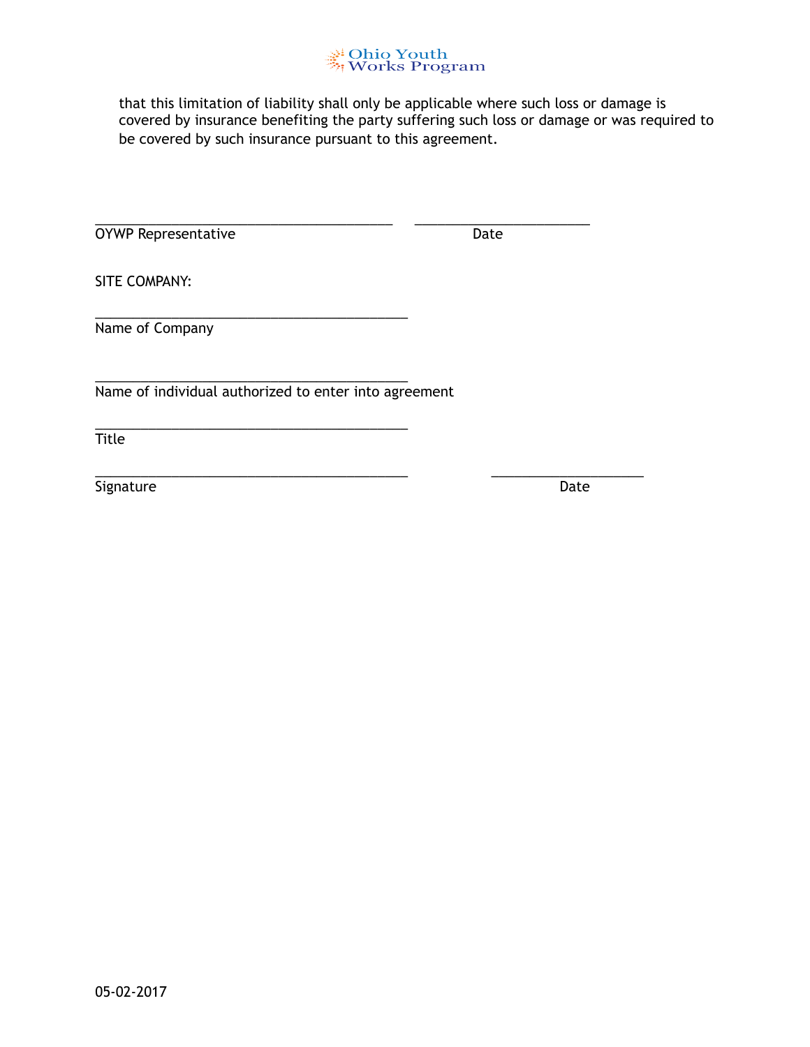that this limitation of liability shall only be applicable where such loss or damage is covered by insurance benefiting the party suffering such loss or damage or was required to be covered by such insurance pursuant to this agreement.

_______________________________________ _______________________

OYWP Representative Date

SITE COMPANY:

_________________________________________

Name of Company

_________________________________________

Name of individual authorized to enter into agreement

_________________________________________

Title

_________________________________________ ____________________

Signature Date

05-02-2017